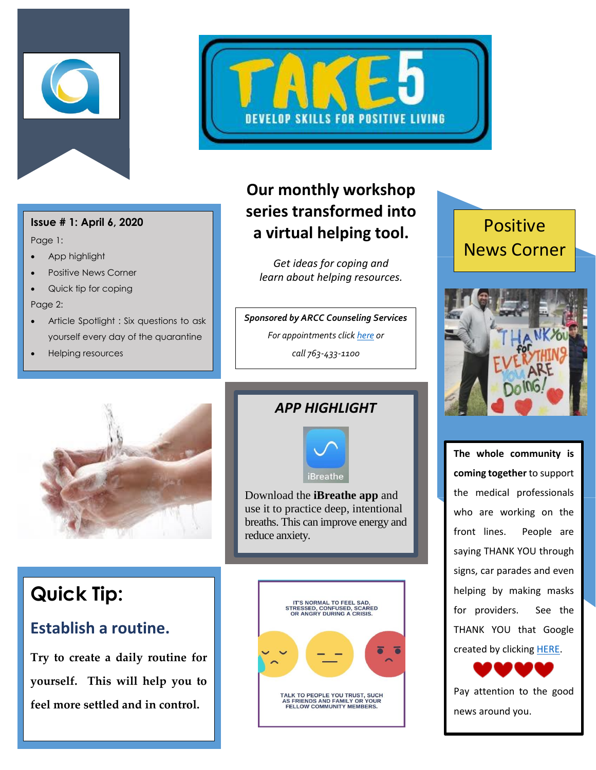# TAKE 5

DEVELOP SKILLS FOR POSITIVE LIVING

**Issue # 1: April 6, 2020**

Page 1:

- App highlight
- Positive News Corner
- Quick tip for coping

Page 2:

- Article Spotlight : Six questions to ask yourself every day of the quarantine
- Helping resources

## Our monthly workshop series transformed into a virtual helping tool.

*Get ideas for coping and learn about helping resources.*

***Sponsored by ARCC Counseling Services***

*For appointments click here or call 763-433-1100*

## APP HIGHLIGHT

iBreathe

Download the **iBreathe app** and use it to practice deep, intentional breaths. This can improve energy and reduce anxiety.

## Quick Tip:

### Establish a routine.

**Try to create a daily routine for yourself. This will help you to feel more settled and in control.**

IT'S NORMAL TO FEEL SAD, STRESSED, CONFUSED, SCARED OR ANGRY DURING A CRISIS.

TALK TO PEOPLE YOU TRUST, SUCH AS FRIENDS AND FAMILY OR YOUR FELLOW COMMUNITY MEMBERS.

## Positive News Corner

THANK YOU for EVERYTHING YOU ARE DOING!

**The whole community is coming together** to support the medical professionals who are working on the front lines. People are saying THANK YOU through signs, car parades and even helping by making masks for providers. See the THANK YOU that Google created by clicking HERE.

Pay attention to the good news around you.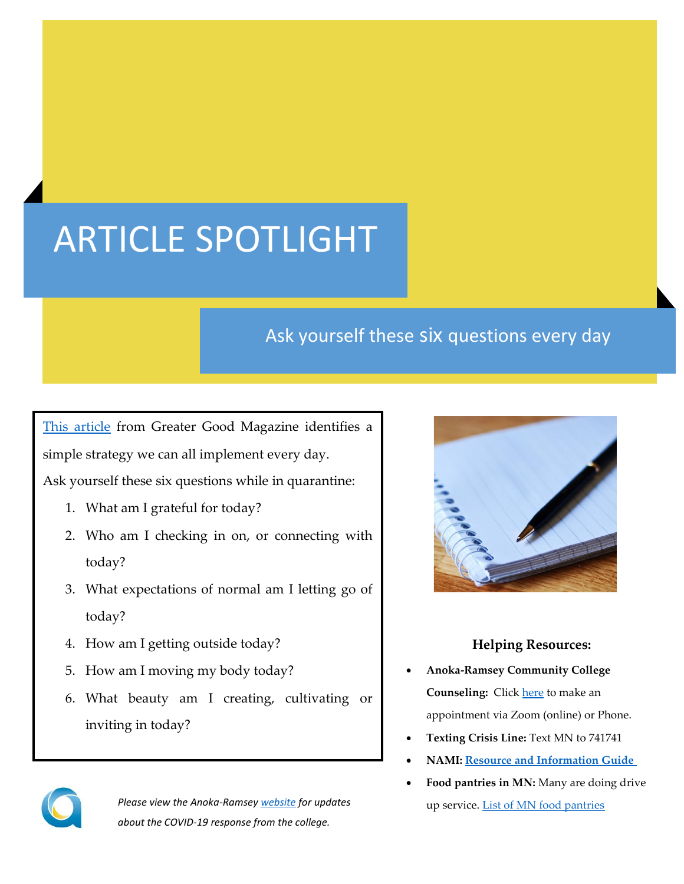# ARTICLE SPOTLIGHT

## Ask yourself these six questions every day

This article from Greater Good Magazine identifies a simple strategy we can all implement every day.

Ask yourself these six questions while in quarantine:

1. What am I grateful for today?
2. Who am I checking in on, or connecting with today?
3. What expectations of normal am I letting go of today?
4. How am I getting outside today?
5. How am I moving my body today?
6. What beauty am I creating, cultivating or inviting in today?

*Please view the Anoka-Ramsey website for updates about the COVID-19 response from the college.*

### Helping Resources:

- **Anoka-Ramsey Community College Counseling:** Click here to make an appointment via Zoom (online) or Phone.
- **Texting Crisis Line:** Text MN to 741741
- **NAMI:** **Resource and Information Guide**
- **Food pantries in MN:** Many are doing drive up service. List of MN food pantries